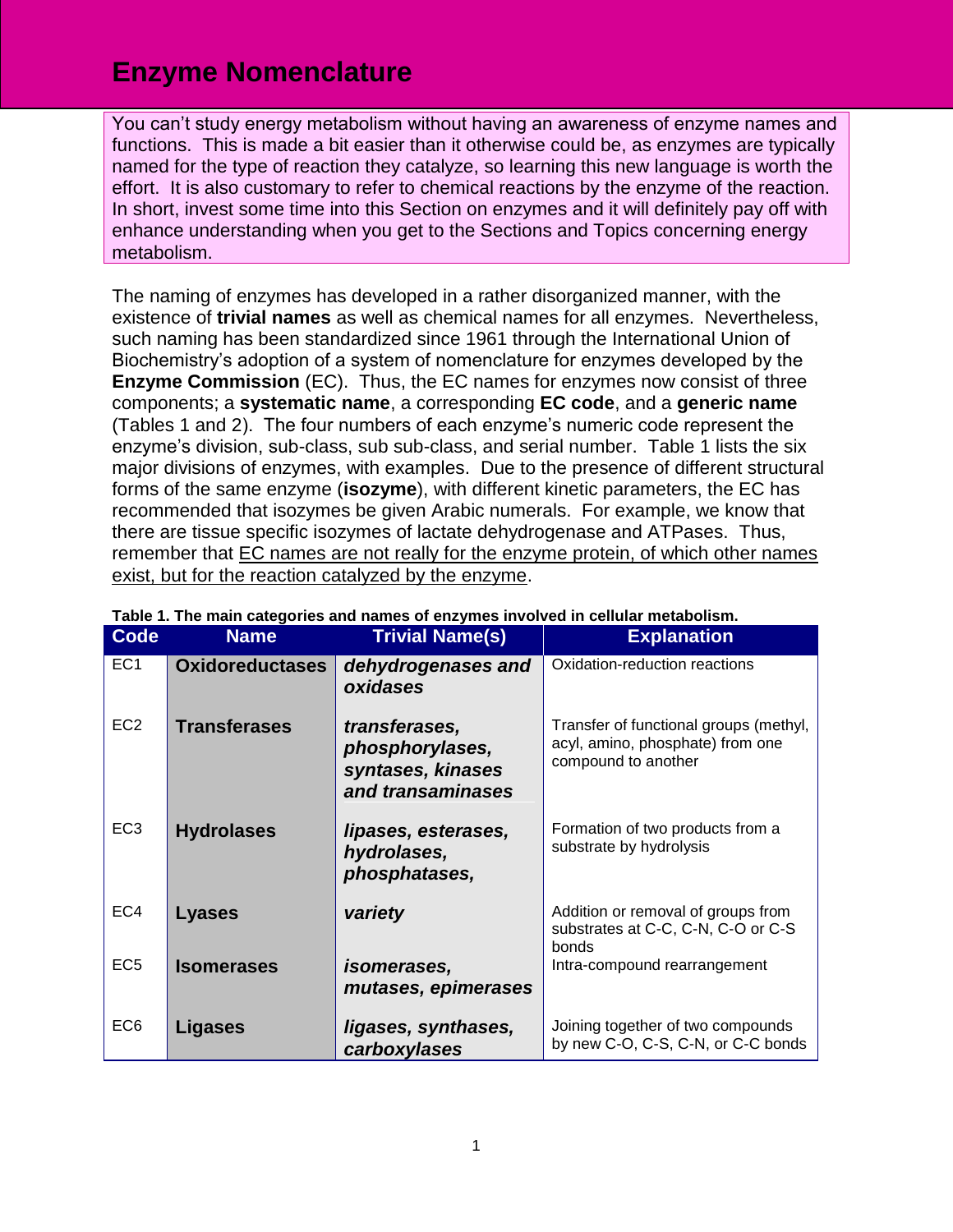# Enzyme Nomenclature

You can't study energy metabolism without having an awareness of enzyme names and functions. This is made a bit easier than it otherwise could be, as enzymes are typically named for the type of reaction they catalyze, so learning this new language is worth the effort. It is also customary to refer to chemical reactions by the enzyme of the reaction. In short, invest some time into this Section on enzymes and it will definitely pay off with enhance understanding when you get to the Sections and Topics concerning energy metabolism.

The naming of enzymes has developed in a rather disorganized manner, with the existence of **trivial names** as well as chemical names for all enzymes. Nevertheless, such naming has been standardized since 1961 through the International Union of Biochemistry's adoption of a system of nomenclature for enzymes developed by the **Enzyme Commission** (EC). Thus, the EC names for enzymes now consist of three components; a **systematic name**, a corresponding **EC code**, and a **generic name** (Tables 1 and 2). The four numbers of each enzyme's numeric code represent the enzyme's division, sub-class, sub sub-class, and serial number. Table 1 lists the six major divisions of enzymes, with examples. Due to the presence of different structural forms of the same enzyme (**isozyme**), with different kinetic parameters, the EC has recommended that isozymes be given Arabic numerals. For example, we know that there are tissue specific isozymes of lactate dehydrogenase and ATPases. Thus, remember that EC names are not really for the enzyme protein, of which other names exist, but for the reaction catalyzed by the enzyme.

**Table 1. The main categories and names of enzymes involved in cellular metabolism.**

| Code | Name | Trivial Name(s) | Explanation |
|---|---|---|---|
| EC1 | **Oxidoreductases** | ***dehydrogenases and oxidases*** | Oxidation-reduction reactions |
| EC2 | **Transferases** | ***transferases, phosphorylases, syntases, kinases and transaminases*** | Transfer of functional groups (methyl, acyl, amino, phosphate) from one compound to another |
| EC3 | **Hydrolases** | ***lipases, esterases, hydrolases, phosphatases,*** | Formation of two products from a substrate by hydrolysis |
| EC4 | **Lyases** | ***variety*** | Addition or removal of groups from substrates at C-C, C-N, C-O or C-S bonds |
| EC5 | **Isomerases** | ***isomerases, mutases, epimerases*** | Intra-compound rearrangement |
| EC6 | **Ligases** | ***ligases, synthases, carboxylases*** | Joining together of two compounds by new C-O, C-S, C-N, or C-C bonds |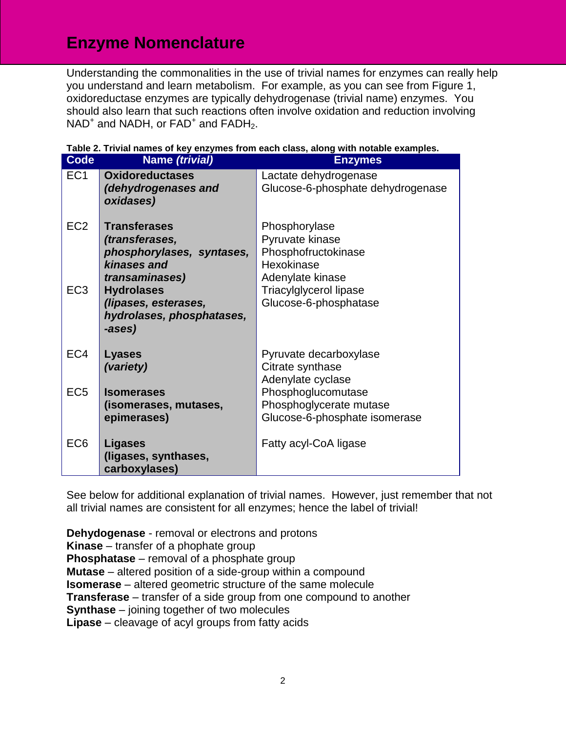# Enzyme Nomenclature

Understanding the commonalities in the use of trivial names for enzymes can really help you understand and learn metabolism. For example, as you can see from Figure 1, oxidoreductase enzymes are typically dehydrogenase (trivial name) enzymes. You should also learn that such reactions often involve oxidation and reduction involving $NAD^+$ and NADH, or $FAD^+$ and $FADH_2$.

**Table 2. Trivial names of key enzymes from each class, along with notable examples.**

| Code | Name *(trivial)* | Enzymes |
|---|---|---|
| EC1 | **Oxidoreductases** ***(dehydrogenases and oxidases)*** | Lactate dehydrogenase<br>Glucose-6-phosphate dehydrogenase |
| EC2 | **Transferases** ***(transferases, phosphorylases, syntases, kinases and transaminases)*** | Phosphorylase<br>Pyruvate kinase<br>Phosphofructokinase<br>Hexokinase<br>Adenylate kinase |
| EC3 | **Hydrolases** ***(lipases, esterases, hydrolases, phosphatases, -ases)*** | Triacylglycerol lipase<br>Glucose-6-phosphatase |
| EC4 | **Lyases** ***(variety)*** | Pyruvate decarboxylase<br>Citrate synthase<br>Adenylate cyclase |
| EC5 | **Isomerases** **(isomerases, mutases, epimerases)** | Phosphoglucomutase<br>Phosphoglycerate mutase<br>Glucose-6-phosphate isomerase |
| EC6 | **Ligases** **(ligases, synthases, carboxylases)** | Fatty acyl-CoA ligase |

See below for additional explanation of trivial names. However, just remember that not all trivial names are consistent for all enzymes; hence the label of trivial!

**Dehydogenase** - removal or electrons and protons
**Kinase** – transfer of a phophate group
**Phosphatase** – removal of a phosphate group
**Mutase** – altered position of a side-group within a compound
**Isomerase** – altered geometric structure of the same molecule
**Transferase** – transfer of a side group from one compound to another
**Synthase** – joining together of two molecules
**Lipase** – cleavage of acyl groups from fatty acids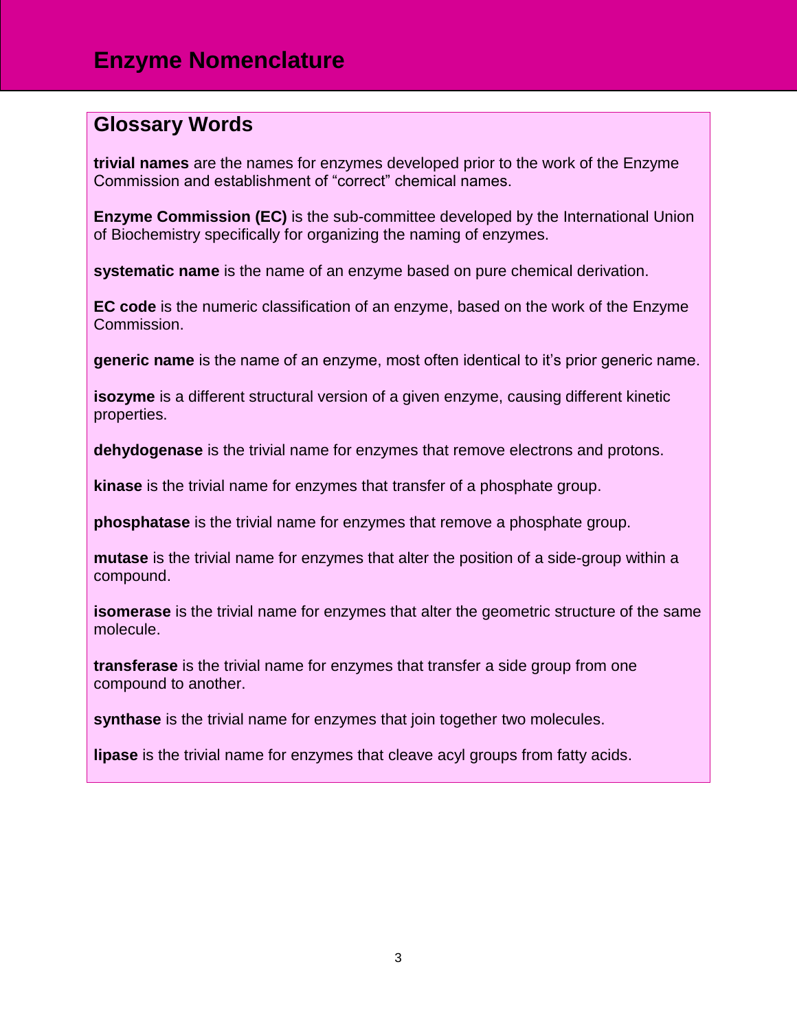# Enzyme Nomenclature

## Glossary Words

**trivial names** are the names for enzymes developed prior to the work of the Enzyme Commission and establishment of "correct" chemical names.

**Enzyme Commission (EC)** is the sub-committee developed by the International Union of Biochemistry specifically for organizing the naming of enzymes.

**systematic name** is the name of an enzyme based on pure chemical derivation.

**EC code** is the numeric classification of an enzyme, based on the work of the Enzyme Commission.

**generic name** is the name of an enzyme, most often identical to it's prior generic name.

**isozyme** is a different structural version of a given enzyme, causing different kinetic properties.

**dehydogenase** is the trivial name for enzymes that remove electrons and protons.

**kinase** is the trivial name for enzymes that transfer of a phosphate group.

**phosphatase** is the trivial name for enzymes that remove a phosphate group.

**mutase** is the trivial name for enzymes that alter the position of a side-group within a compound.

**isomerase** is the trivial name for enzymes that alter the geometric structure of the same molecule.

**transferase** is the trivial name for enzymes that transfer a side group from one compound to another.

**synthase** is the trivial name for enzymes that join together two molecules.

**lipase** is the trivial name for enzymes that cleave acyl groups from fatty acids.